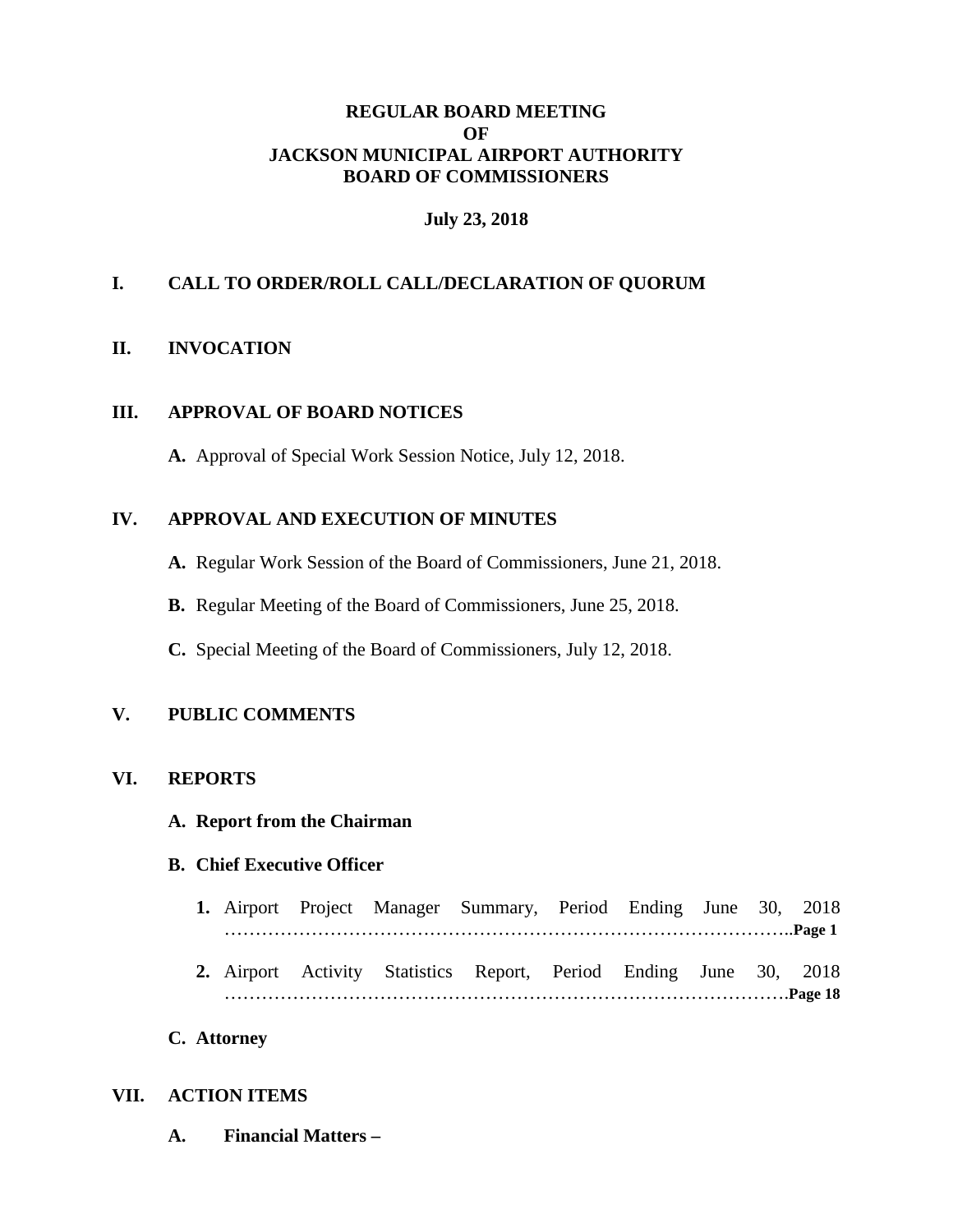# REGULAR BOARD MEETING
# OF
# JACKSON MUNICIPAL AIRPORT AUTHORITY
# BOARD OF COMMISSIONERS

**July 23, 2018**

## I. CALL TO ORDER/ROLL CALL/DECLARATION OF QUORUM

## II. INVOCATION

## III. APPROVAL OF BOARD NOTICES

**A.** Approval of Special Work Session Notice, July 12, 2018.

## IV. APPROVAL AND EXECUTION OF MINUTES

**A.** Regular Work Session of the Board of Commissioners, June 21, 2018.

**B.** Regular Meeting of the Board of Commissioners, June 25, 2018.

**C.** Special Meeting of the Board of Commissioners, July 12, 2018.

## V. PUBLIC COMMENTS

## VI. REPORTS

### A. Report from the Chairman

### B. Chief Executive Officer

1. Airport Project Manager Summary, Period Ending June 30, 2018 …………………………………………………………………………..**Page 1**

2. Airport Activity Statistics Report, Period Ending June 30, 2018 ……………………………………………………………………………**Page 18**

### C. Attorney

## VII. ACTION ITEMS

### A. Financial Matters –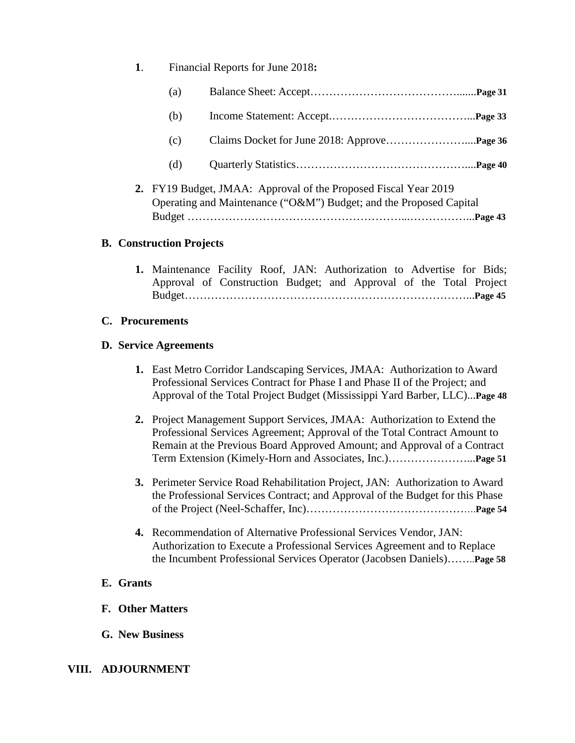1. Financial Reports for June 2018**:**

   (a) Balance Sheet: Accept……………………………………......**Page 31**

   (b) Income Statement: Accept.………………………………...**Page 33**

   (c) Claims Docket for June 2018: Approve…………………....**Page 36**

   (d) Quarterly Statistics……………………………………….**...Page 40**

2. **FY19 Budget, JMAA:** Approval of the Proposed Fiscal Year 2019 Operating and Maintenance ("O&M") Budget; and the Proposed Capital Budget ………………………………………………...……………...**Page 43**

**B. Construction Projects**

1. Maintenance Facility Roof, JAN: Authorization to Advertise for Bids; Approval of Construction Budget; and Approval of the Total Project Budget………………………………………………………………...**Page 45**

**C. Procurements**

**D. Service Agreements**

1. East Metro Corridor Landscaping Services, JMAA: Authorization to Award Professional Services Contract for Phase I and Phase II of the Project; and Approval of the Total Project Budget (Mississippi Yard Barber, LLC)...**Page 48**

2. Project Management Support Services, JMAA: Authorization to Extend the Professional Services Agreement; Approval of the Total Contract Amount to Remain at the Previous Board Approved Amount; and Approval of a Contract Term Extension (Kimely-Horn and Associates, Inc.)…………………...**Page 51**

3. Perimeter Service Road Rehabilitation Project, JAN: Authorization to Award the Professional Services Contract; and Approval of the Budget for this Phase of the Project (Neel-Schaffer, Inc)……………………………………...**Page 54**

4. Recommendation of Alternative Professional Services Vendor, JAN: Authorization to Execute a Professional Services Agreement and to Replace the Incumbent Professional Services Operator (Jacobsen Daniels)……..**Page 58**

**E. Grants**

**F. Other Matters**

**G. New Business**

**VIII. ADJOURNMENT**